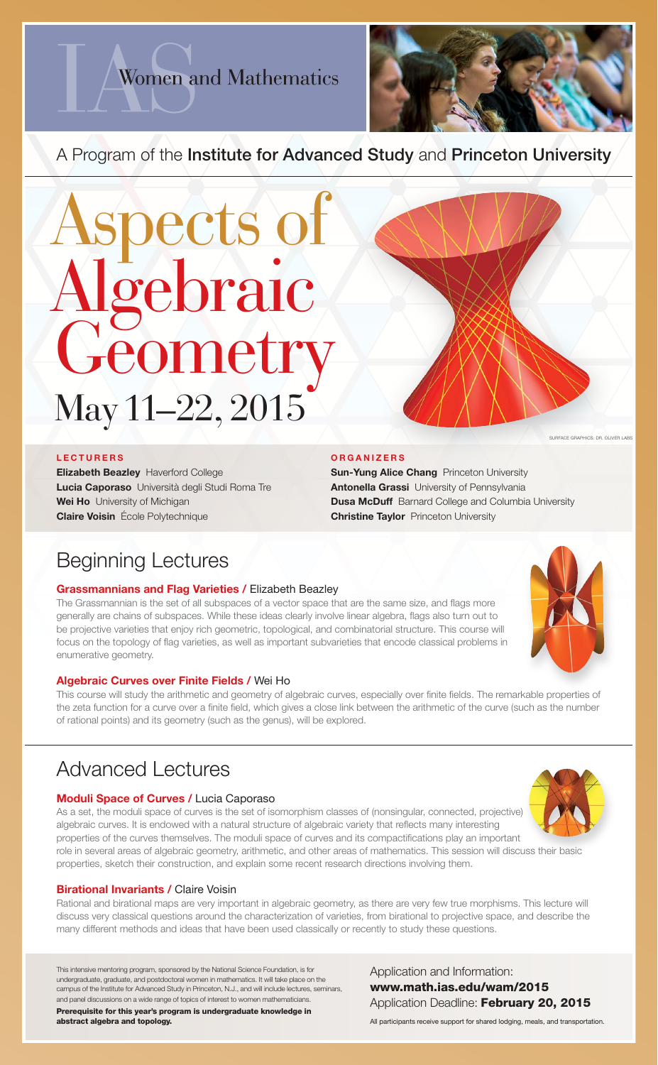# IAS Women and Mathematics

A Program of the **Institute for Advanced Study** and **Princeton University**

# Aspects of Algebraic Geometry

## May 11–22, 2015

SURFACE GRAPHICS: DR. OLIVER LABS

**LECTURERS**

**Elizabeth Beazley** Haverford College
**Lucia Caporaso** Università degli Studi Roma Tre
**Wei Ho** University of Michigan
**Claire Voisin** École Polytechnique

**ORGANIZERS**

**Sun-Yung Alice Chang** Princeton University
**Antonella Grassi** University of Pennsylvania
**Dusa McDuff** Barnard College and Columbia University
**Christine Taylor** Princeton University

## Beginning Lectures

### Grassmannians and Flag Varieties / Elizabeth Beazley

The Grassmannian is the set of all subspaces of a vector space that are the same size, and flags more generally are chains of subspaces. While these ideas clearly involve linear algebra, flags also turn out to be projective varieties that enjoy rich geometric, topological, and combinatorial structure. This course will focus on the topology of flag varieties, as well as important subvarieties that encode classical problems in enumerative geometry.

### Algebraic Curves over Finite Fields / Wei Ho

This course will study the arithmetic and geometry of algebraic curves, especially over finite fields. The remarkable properties of the zeta function for a curve over a finite field, which gives a close link between the arithmetic of the curve (such as the number of rational points) and its geometry (such as the genus), will be explored.

## Advanced Lectures

### Moduli Space of Curves / Lucia Caporaso

As a set, the moduli space of curves is the set of isomorphism classes of (nonsingular, connected, projective) algebraic curves. It is endowed with a natural structure of algebraic variety that reflects many interesting properties of the curves themselves. The moduli space of curves and its compactifications play an important role in several areas of algebraic geometry, arithmetic, and other areas of mathematics. This session will discuss their basic properties, sketch their construction, and explain some recent research directions involving them.

### Birational Invariants / Claire Voisin

Rational and birational maps are very important in algebraic geometry, as there are very few true morphisms. This lecture will discuss very classical questions around the characterization of varieties, from birational to projective space, and describe the many different methods and ideas that have been used classically or recently to study these questions.

This intensive mentoring program, sponsored by the National Science Foundation, is for undergraduate, graduate, and postdoctoral women in mathematics. It will take place on the campus of the Institute for Advanced Study in Princeton, N.J., and will include lectures, seminars, and panel discussions on a wide range of topics of interest to women mathematicians.

**Prerequisite for this year's program is undergraduate knowledge in abstract algebra and topology.**

Application and Information:
**www.math.ias.edu/wam/2015**
Application Deadline: **February 20, 2015**

All participants receive support for shared lodging, meals, and transportation.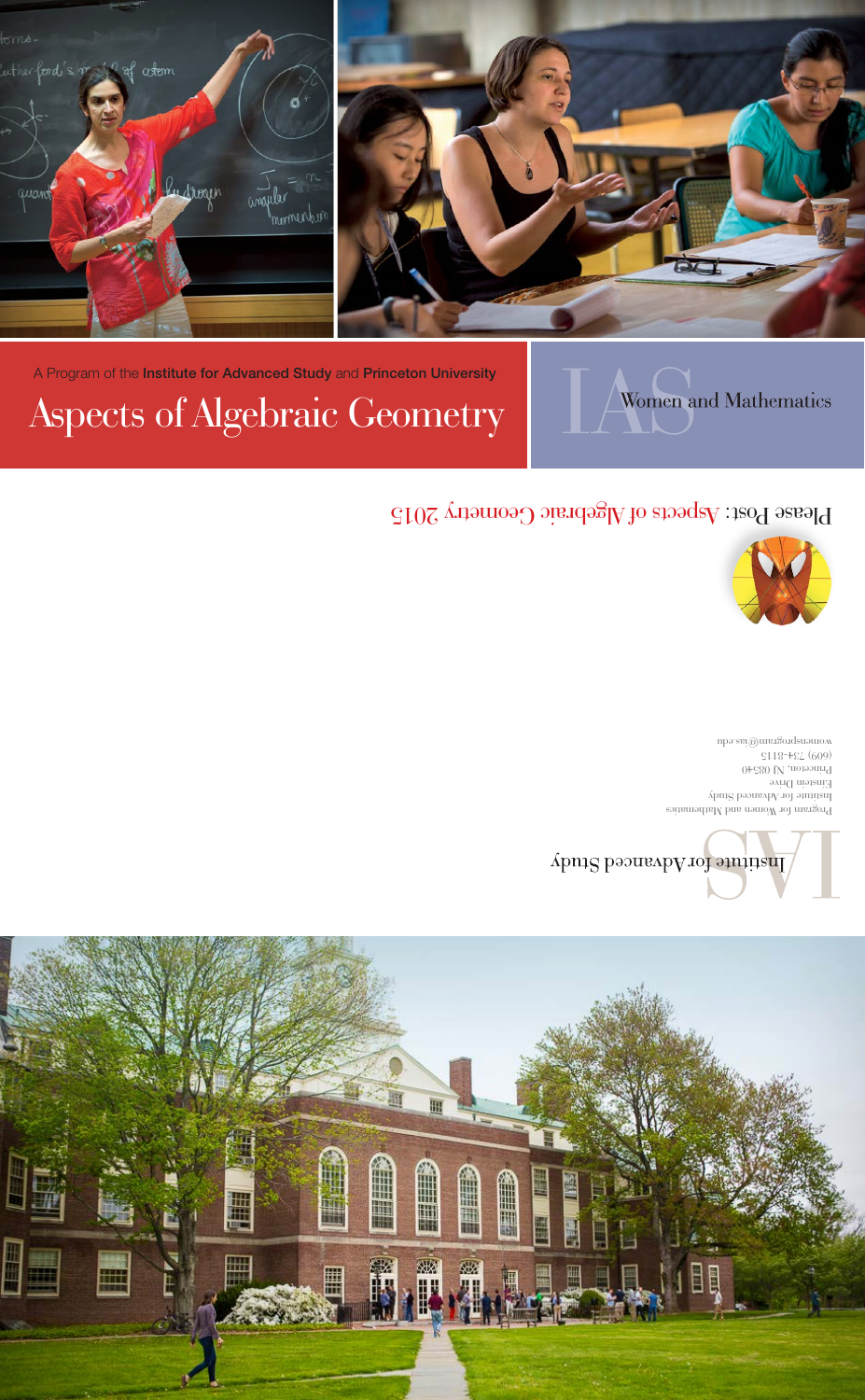A Program of the **Institute for Advanced Study** and **Princeton University**

# Aspects of Algebraic Geometry

IAS Women and Mathematics

Please Post: Aspects of Algebraic Geometry 2015

IAS Institute for Advanced Study

Program for Women and Mathematics
Institute for Advanced Study
Einstein Drive
Princeton, NJ 08540
(609) 734-8113
womensprogram@ias.edu